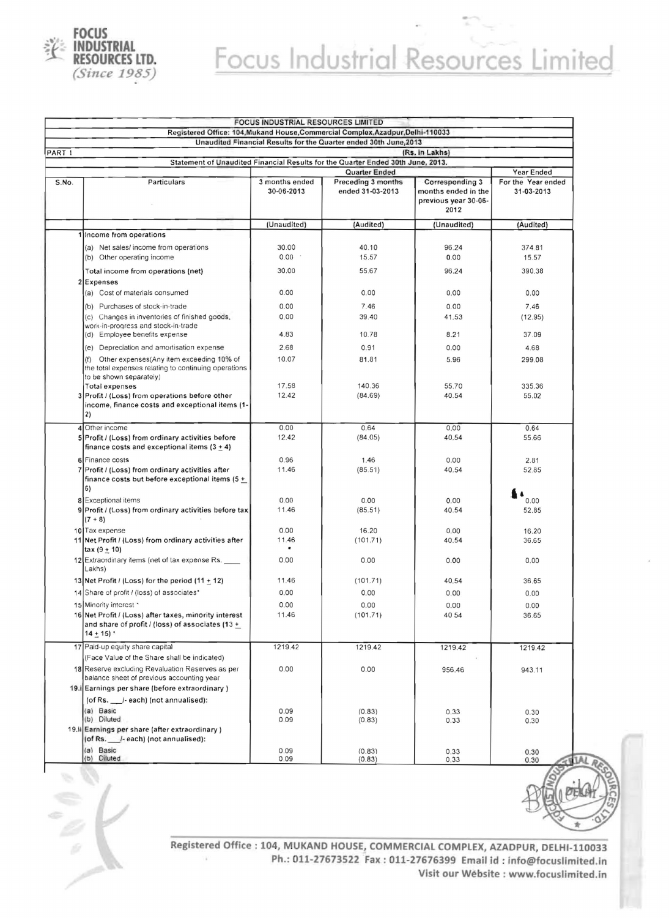# Focus Industrial Resources Limited

FOCUS INDUSTRIAL RESOURCES LTD. *(Since 1985)*

| | | | | | |
|---|---|---|---|---|---|
| **FOCUS INDUSTRIAL RESOURCES LIMITED** | | | | | |
| **Registered Office: 104,Mukand House,Commercial Complex,Azadpur,Delhi-110033** | | | | | |
| **Unaudited Financial Results for the Quarter ended 30th June,2013** | | | | | |
| PART I | | | | **(Rs. in Lakhs)** | |
| **Statement of Unaudited Financial Results for the Quarter Ended 30th June, 2013.** | | | | | |
| | | **Quarter Ended** | | | **Year Ended** |
| **S.No.** | **Particulars** | **3 months ended 30-06-2013** | **Preceding 3 months ended 31-03-2013** | **Corresponding 3 months ended in the previous year 30-06-2012** | **For the Year ended 31-03-2013** |
| | | **(Unaudited)** | **(Audited)** | **(Unaudited)** | **(Audited)** |
| 1 | Income from operations | | | | |
| | (a) Net sales/ income from operations | 30.00 | 40.10 | 96.24 | 374.81 |
| | (b) Other operating income | 0.00 | 15.57 | 0.00 | 15.57 |
| | Total income from operations (net) | 30.00 | 55.67 | 96.24 | 390.38 |
| 2 | Expenses | | | | |
| | (a) Cost of materials consumed | 0.00 | 0.00 | 0.00 | 0.00 |
| | (b) Purchases of stock-in-trade | 0.00 | 7.46 | 0.00 | 7.46 |
| | (c) Changes in inventories of finished goods, work-in-progress and stock-in-trade | 0.00 | 39.40 | 41.53 | (12.95) |
| | (d) Employee benefits expense | 4.83 | 10.78 | 8.21 | 37.09 |
| | (e) Depreciation and amortisation expense | 2.68 | 0.91 | 0.00 | 4.68 |
| | (f) Other expenses(Any item exceeding 10% of the total expenses relating to continuing operations to be shown separately) | 10.07 | 81.81 | 5.96 | 299.08 |
| | Total expenses | 17.58 | 140.36 | 55.70 | 335.36 |
| 3 | **Profit / (Loss) from operations before other income, finance costs and exceptional items (1-2)** | 12.42 | (84.69) | 40.54 | 55.02 |
| 4 | Other income | 0.00 | 0.64 | 0.00 | 0.64 |
| 5 | **Profit / (Loss) from ordinary activities before finance costs and exceptional items (3 + 4)** | 12.42 | (84.05) | 40.54 | 55.66 |
| 6 | Finance costs | 0.96 | 1.46 | 0.00 | 2.81 |
| 7 | **Profit / (Loss) from ordinary activities after finance costs but before exceptional items (5 + 6)** | 11.46 | (85.51) | 40.54 | 52.85 |
| 8 | Exceptional items | 0.00 | 0.00 | 0.00 | 0.00 |
| 9 | **Profit / (Loss) from ordinary activities before tax (7 + 8)** | 11.46 | (85.51) | 40.54 | 52.85 |
| 10 | Tax expense | 0.00 | 16.20 | 0.00 | 16.20 |
| 11 | **Net Profit / (Loss) from ordinary activities after tax (9 + 10)** | 11.46 | (101.71) | 40.54 | 36.65 |
| 12 | Extraordinary items (net of tax expense Rs. ____ Lakhs) | 0.00 | 0.00 | 0.00 | 0.00 |
| 13 | **Net Profit / (Loss) for the period (11 + 12)** | 11.46 | (101.71) | 40.54 | 36.65 |
| 14 | Share of profit / (loss) of associates* | 0.00 | 0.00 | 0.00 | 0.00 |
| 15 | Minority interest * | 0.00 | 0.00 | 0.00 | 0.00 |
| 16 | **Net Profit / (Loss) after taxes, minority interest and share of profit / (loss) of associates (13 + 14 + 15) *** | 11.46 | (101.71) | 40.54 | 36.65 |
| 17 | Paid-up equity share capital | 1219.42 | 1219.42 | 1219.42 | 1219.42 |
| | (Face Value of the Share shall be indicated) | | | | |
| 18 | Reserve excluding Revaluation Reserves as per balance sheet of previous accounting year | 0.00 | 0.00 | 956.46 | 943.11 |
| 19.i | **Earnings per share (before extraordinary )** | | | | |
| | **(of Rs. ___/- each) (not annualised):** | | | | |
| | (a) Basic | 0.09 | (0.83) | 0.33 | 0.30 |
| | (b) Diluted | 0.09 | (0.83) | 0.33 | 0.30 |
| 19.ii | **Earnings per share (after extraordinary )** | | | | |
| | **(of Rs. ___/- each) (not annualised):** | | | | |
| | (a) Basic | 0.09 | (0.83) | 0.33 | 0.30 |
| | (b) Diluted | 0.09 | (0.83) | 0.33 | 0.30 |

Registered Office : 104, MUKAND HOUSE, COMMERCIAL COMPLEX, AZADPUR, DELHI-110033
Ph.: 011-27673522 Fax : 011-27676399 Email id : info@focuslimited.in
Visit our Website : www.focuslimited.in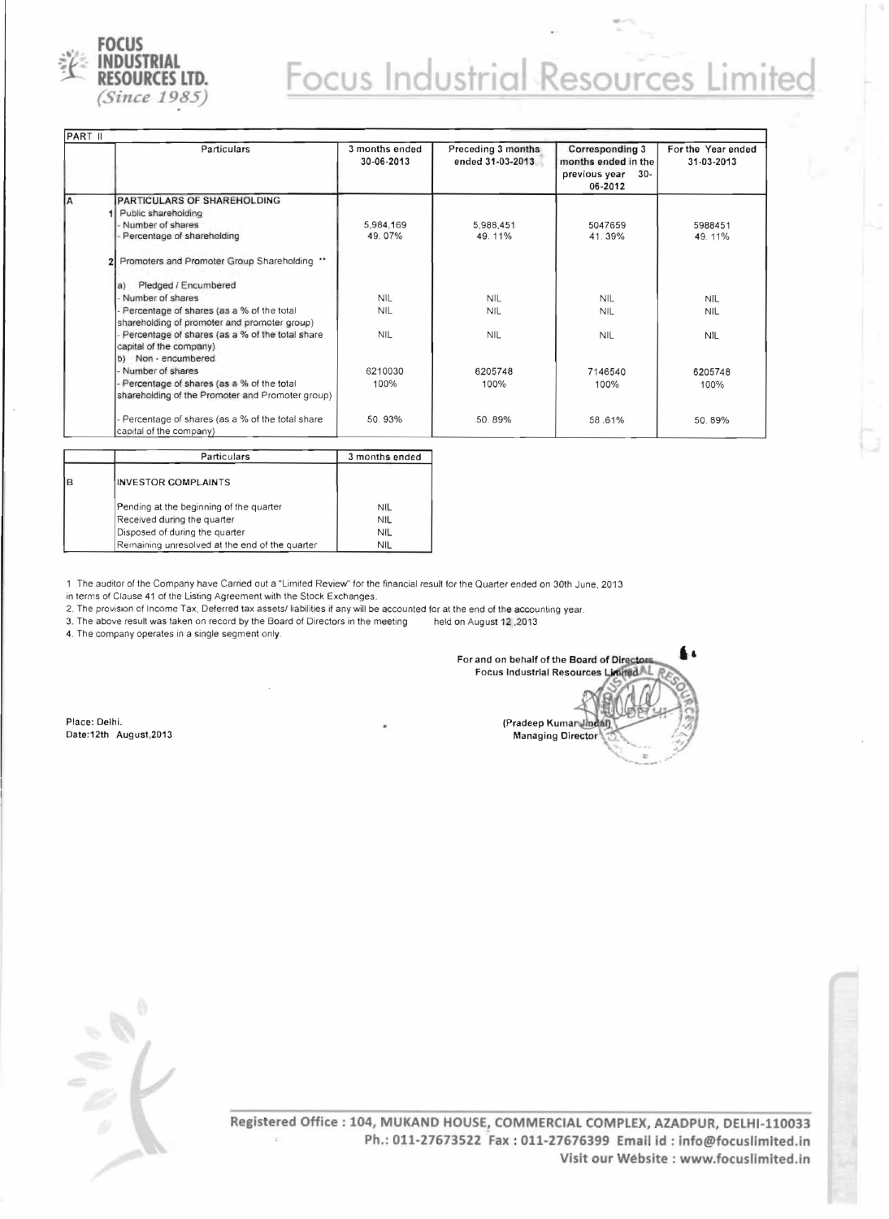# Focus Industrial Resources Limited

| PART II | | | | | |
|---|---|---|---|---|---|
| | Particulars | 3 months ended 30-06-2013 | Preceding 3 months ended 31-03-2013 | Corresponding 3 months ended in the previous year 30-06-2012 | For the Year ended 31-03-2013 |
| A | PARTICULARS OF SHAREHOLDING | | | | |
| 1 | Public shareholding | | | | |
| | - Number of shares | 5,984,169 | 5,988,451 | 5047659 | 5988451 |
| | - Percentage of shareholding | 49.07% | 49.11% | 41.39% | 49.11% |
| 2 | Promoters and Promoter Group Shareholding ** | | | | |
| | a) Pledged / Encumbered | | | | |
| | - Number of shares | NIL | NIL | NIL | NIL |
| | - Percentage of shares (as a % of the total shareholding of promoter and promoter group) | NIL | NIL | NIL | NIL |
| | - Percentage of shares (as a % of the total share capital of the company) | NIL | NIL | NIL | NIL |
| | b) Non - encumbered | | | | |
| | - Number of shares | 6210030 | 6205748 | 7146540 | 6205748 |
| | - Percentage of shares (as a % of the total shareholding of the Promoter and Promoter group) | 100% | 100% | 100% | 100% |
| | - Percentage of shares (as a % of the total share capital of the company) | 50.93% | 50.89% | 58.61% | 50.89% |

| | Particulars | 3 months ended |
|---|---|---|
| B | INVESTOR COMPLAINTS | |
| | Pending at the beginning of the quarter | NIL |
| | Received during the quarter | NIL |
| | Disposed of during the quarter | NIL |
| | Remaining unresolved at the end of the quarter | NIL |

1 The auditor of the Company have Carried out a "Limited Review" for the financial result for the Quarter ended on 30th June, 2013 in terms of Clause 41 of the Listing Agreement with the Stock Exchanges.

2. The provision of Income Tax, Deferred tax assets/ liabilities if any will be accounted for at the end of the accounting year.

3. The above result was taken on record by the Board of Directors in the meeting held on August 12 ,2013

4. The company operates in a single segment only.

For and on behalf of the Board of Directors
Focus Industrial Resources Limited

(Pradeep Kumar Jindal)
Managing Director

Place: Delhi.
Date:12th August,2013

Registered Office : 104, MUKAND HOUSE, COMMERCIAL COMPLEX, AZADPUR, DELHI-110033
Ph.: 011-27673522 Fax : 011-27676399 Email id : info@focuslimited.in
Visit our Website : www.focuslimited.in